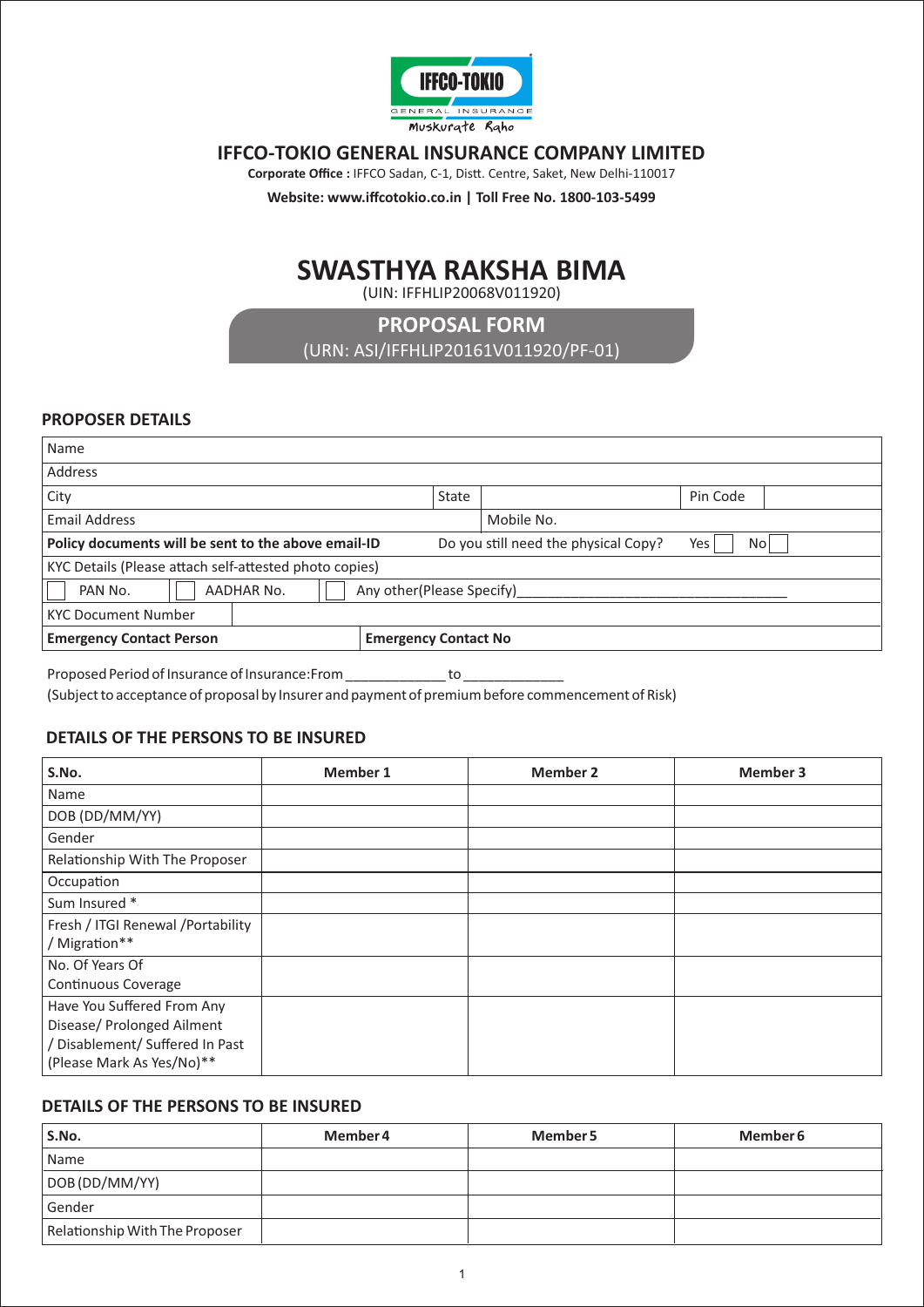IFFCO-TOKIO GENERAL INSURANCE

Muskurate Raho

## IFFCO-TOKIO GENERAL INSURANCE COMPANY LIMITED

**Corporate Office :** IFFCO Sadan, C-1, Distt. Centre, Saket, New Delhi-110017

**Website: www.iffcotokio.co.in | Toll Free No. 1800-103-5499**

# SWASTHYA RAKSHA BIMA

(UIN: IFFHLIP20068V011920)

## PROPOSAL FORM

(URN: ASI/IFFHLIP20161V011920/PF-01)

### PROPOSER DETAILS

| | | | | |
|---|---|---|---|---|
| Name | | | | |
| Address | | | | |
| City | State | | Pin Code | |
| Email Address | | Mobile No. | | |
| **Policy documents will be sent to the above email-ID** | Do you still need the physical Copy? | | Yes ☐ | No ☐ |
| KYC Details (Please attach self-attested photo copies) | | | | |
| ☐ PAN No. | ☐ AADHAR No. | ☐ Any other(Please Specify)________________ | | |
| KYC Document Number | | | | |
| **Emergency Contact Person** | **Emergency Contact No** | | | |

Proposed Period of Insurance of Insurance:From ____________ to ____________

(Subject to acceptance of proposal by Insurer and payment of premium before commencement of Risk)

### DETAILS OF THE PERSONS TO BE INSURED

| S.No. | Member 1 | Member 2 | Member 3 |
|---|---|---|---|
| Name | | | |
| DOB (DD/MM/YY) | | | |
| Gender | | | |
| Relationship With The Proposer | | | |
| Occupation | | | |
| Sum Insured * | | | |
| Fresh / ITGI Renewal /Portability / Migration** | | | |
| No. Of Years Of Continuous Coverage | | | |
| Have You Suffered From Any Disease/ Prolonged Ailment / Disablement/ Suffered In Past (Please Mark As Yes/No)** | | | |

### DETAILS OF THE PERSONS TO BE INSURED

| S.No. | Member 4 | Member 5 | Member 6 |
|---|---|---|---|
| Name | | | |
| DOB (DD/MM/YY) | | | |
| Gender | | | |
| Relationship With The Proposer | | | |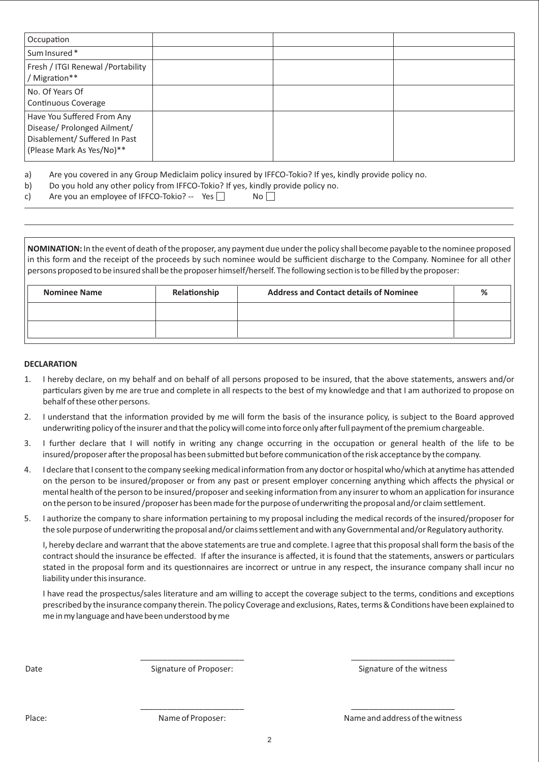| Occupation | | | |
|---|---|---|---|
| Sum Insured * | | | |
| Fresh / ITGI Renewal /Portability / Migration** | | | |
| No. Of Years Of Continuous Coverage | | | |
| Have You Suffered From Any Disease/ Prolonged Ailment/ Disablement/ Suffered In Past (Please Mark As Yes/No)** | | | |

a) Are you covered in any Group Mediclaim policy insured by IFFCO-Tokio? If yes, kindly provide policy no.

b) Do you hold any other policy from IFFCO-Tokio? If yes, kindly provide policy no.

c) Are you an employee of IFFCO-Tokio? -- Yes ☐ No ☐

**NOMINATION:** In the event of death of the proposer, any payment due under the policy shall become payable to the nominee proposed in this form and the receipt of the proceeds by such nominee would be sufficient discharge to the Company. Nominee for all other persons proposed to be insured shall be the proposer himself/herself. The following section is to be filled by the proposer:

| Nominee Name | Relationship | Address and Contact details of Nominee | % |
|---|---|---|---|
| | | | |
| | | | |

**DECLARATION**

1. I hereby declare, on my behalf and on behalf of all persons proposed to be insured, that the above statements, answers and/or particulars given by me are true and complete in all respects to the best of my knowledge and that I am authorized to propose on behalf of these other persons.
2. I understand that the information provided by me will form the basis of the insurance policy, is subject to the Board approved underwriting policy of the insurer and that the policy will come into force only after full payment of the premium chargeable.
3. I further declare that I will notify in writing any change occurring in the occupation or general health of the life to be insured/proposer after the proposal has been submitted but before communication of the risk acceptance by the company.
4. I declare that I consent to the company seeking medical information from any doctor or hospital who/which at anytime has attended on the person to be insured/proposer or from any past or present employer concerning anything which affects the physical or mental health of the person to be insured/proposer and seeking information from any insurer to whom an application for insurance on the person to be insured /proposer has been made for the purpose of underwriting the proposal and/or claim settlement.
5. I authorize the company to share information pertaining to my proposal including the medical records of the insured/proposer for the sole purpose of underwriting the proposal and/or claims settlement and with any Governmental and/or Regulatory authority.

   I, hereby declare and warrant that the above statements are true and complete. I agree that this proposal shall form the basis of the contract should the insurance be effected. If after the insurance is affected, it is found that the statements, answers or particulars stated in the proposal form and its questionnaires are incorrect or untrue in any respect, the insurance company shall incur no liability under this insurance.

   I have read the prospectus/sales literature and am willing to accept the coverage subject to the terms, conditions and exceptions prescribed by the insurance company therein. The policy Coverage and exclusions, Rates, terms & Conditions have been explained to me in my language and have been understood by me

Date &nbsp;&nbsp;&nbsp;&nbsp; ______________________ Signature of Proposer: &nbsp;&nbsp;&nbsp;&nbsp; ______________________ Signature of the witness

Place: &nbsp;&nbsp;&nbsp;&nbsp; ______________________ Name of Proposer: &nbsp;&nbsp;&nbsp;&nbsp; ______________________ Name and address of the witness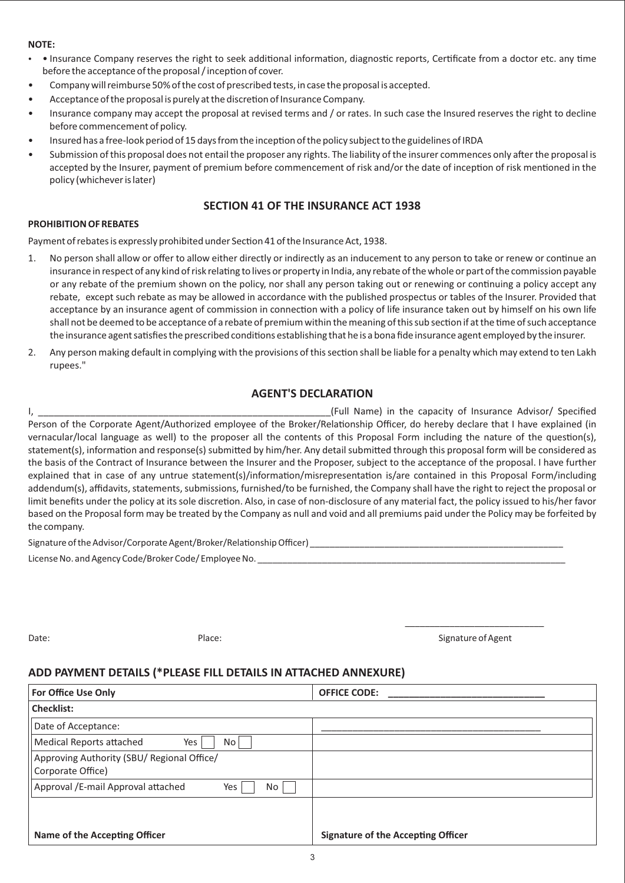**NOTE:**

- • Insurance Company reserves the right to seek additional information, diagnostic reports, Certificate from a doctor etc. any time before the acceptance of the proposal / inception of cover.
- Company will reimburse 50% of the cost of prescribed tests, in case the proposal is accepted.
- Acceptance of the proposal is purely at the discretion of Insurance Company.
- Insurance company may accept the proposal at revised terms and / or rates. In such case the Insured reserves the right to decline before commencement of policy.
- Insured has a free-look period of 15 days from the inception of the policy subject to the guidelines of IRDA
- Submission of this proposal does not entail the proposer any rights. The liability of the insurer commences only after the proposal is accepted by the Insurer, payment of premium before commencement of risk and/or the date of inception of risk mentioned in the policy (whichever is later)

## SECTION 41 OF THE INSURANCE ACT 1938

**PROHIBITION OF REBATES**

Payment of rebates is expressly prohibited under Section 41 of the Insurance Act, 1938.

1. No person shall allow or offer to allow either directly or indirectly as an inducement to any person to take or renew or continue an insurance in respect of any kind of risk relating to lives or property in India, any rebate of the whole or part of the commission payable or any rebate of the premium shown on the policy, nor shall any person taking out or renewing or continuing a policy accept any rebate, except such rebate as may be allowed in accordance with the published prospectus or tables of the Insurer. Provided that acceptance by an insurance agent of commission in connection with a policy of life insurance taken out by himself on his own life shall not be deemed to be acceptance of a rebate of premium within the meaning of this sub section if at the time of such acceptance the insurance agent satisfies the prescribed conditions establishing that he is a bona fide insurance agent employed by the insurer.
2. Any person making default in complying with the provisions of this section shall be liable for a penalty which may extend to ten Lakh rupees."

## AGENT'S DECLARATION

I, ____________________________________________________________(Full Name) in the capacity of Insurance Advisor/ Specified Person of the Corporate Agent/Authorized employee of the Broker/Relationship Officer, do hereby declare that I have explained (in vernacular/local language as well) to the proposer all the contents of this Proposal Form including the nature of the question(s), statement(s), information and response(s) submitted by him/her. Any detail submitted through this proposal form will be considered as the basis of the Contract of Insurance between the Insurer and the Proposer, subject to the acceptance of the proposal. I have further explained that in case of any untrue statement(s)/information/misrepresentation is/are contained in this Proposal Form/including addendum(s), affidavits, statements, submissions, furnished/to be furnished, the Company shall have the right to reject the proposal or limit benefits under the policy at its sole discretion. Also, in case of non-disclosure of any material fact, the policy issued to his/her favor based on the Proposal form may be treated by the Company as null and void and all premiums paid under the Policy may be forfeited by the company.

Signature of the Advisor/Corporate Agent/Broker/Relationship Officer) ____________________________________________________

License No. and Agency Code/Broker Code/ Employee No. _______________________________________________________________

Date: Place: ____________________________ Signature of Agent

## ADD PAYMENT DETAILS (*PLEASE FILL DETAILS IN ATTACHED ANNEXURE)

| **For Office Use Only** | **OFFICE CODE:** ______________________________ |
|---|---|
| **Checklist:** | |
| Date of Acceptance: | ________________________________________ |
| Medical Reports attached Yes [ ] No [ ] | |
| Approving Authority (SBU/ Regional Office/ Corporate Office) | |
| Approval /E-mail Approval attached Yes [ ] No [ ] | |
| **Name of the Accepting Officer** | **Signature of the Accepting Officer** |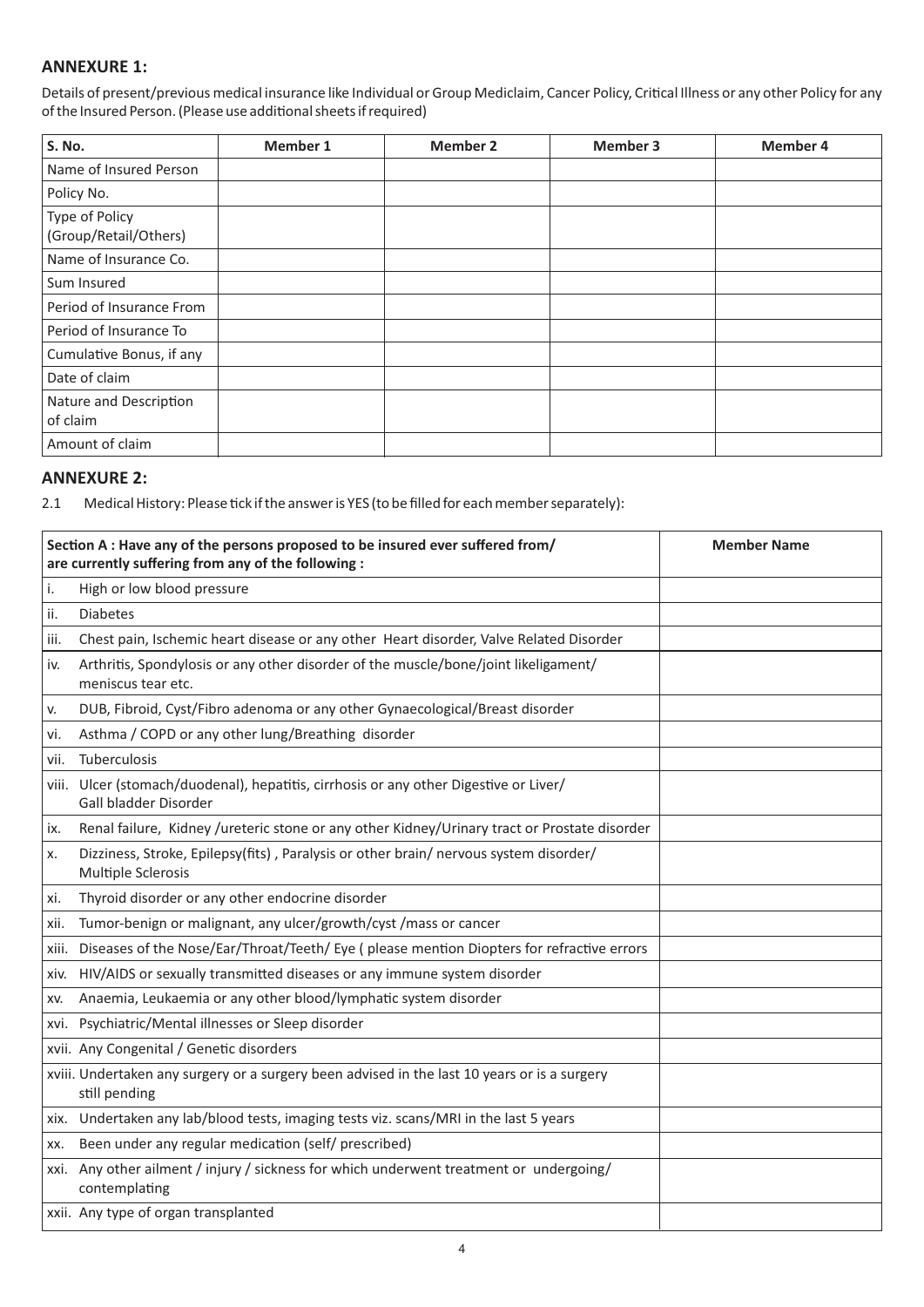## ANNEXURE 1:

Details of present/previous medical insurance like Individual or Group Mediclaim, Cancer Policy, Critical Illness or any other Policy for any of the Insured Person. (Please use additional sheets if required)

| S. No. | Member 1 | Member 2 | Member 3 | Member 4 |
|---|---|---|---|---|
| Name of Insured Person | | | | |
| Policy No. | | | | |
| Type of Policy (Group/Retail/Others) | | | | |
| Name of Insurance Co. | | | | |
| Sum Insured | | | | |
| Period of Insurance From | | | | |
| Period of Insurance To | | | | |
| Cumulative Bonus, if any | | | | |
| Date of claim | | | | |
| Nature and Description of claim | | | | |
| Amount of claim | | | | |

## ANNEXURE 2:

2.1 Medical History: Please tick if the answer is YES (to be filled for each member separately):

| Section A : Have any of the persons proposed to be insured ever suffered from/ are currently suffering from any of the following : | Member Name |
|---|---|
| i. High or low blood pressure | |
| ii. Diabetes | |
| iii. Chest pain, Ischemic heart disease or any other Heart disorder, Valve Related Disorder | |
| iv. Arthritis, Spondylosis or any other disorder of the muscle/bone/joint likeligament/ meniscus tear etc. | |
| v. DUB, Fibroid, Cyst/Fibro adenoma or any other Gynaecological/Breast disorder | |
| vi. Asthma / COPD or any other lung/Breathing disorder | |
| vii. Tuberculosis | |
| viii. Ulcer (stomach/duodenal), hepatitis, cirrhosis or any other Digestive or Liver/ Gall bladder Disorder | |
| ix. Renal failure, Kidney /ureteric stone or any other Kidney/Urinary tract or Prostate disorder | |
| x. Dizziness, Stroke, Epilepsy(fits) , Paralysis or other brain/ nervous system disorder/ Multiple Sclerosis | |
| xi. Thyroid disorder or any other endocrine disorder | |
| xii. Tumor-benign or malignant, any ulcer/growth/cyst /mass or cancer | |
| xiii. Diseases of the Nose/Ear/Throat/Teeth/ Eye ( please mention Diopters for refractive errors | |
| xiv. HIV/AIDS or sexually transmitted diseases or any immune system disorder | |
| xv. Anaemia, Leukaemia or any other blood/lymphatic system disorder | |
| xvi. Psychiatric/Mental illnesses or Sleep disorder | |
| xvii. Any Congenital / Genetic disorders | |
| xviii. Undertaken any surgery or a surgery been advised in the last 10 years or is a surgery still pending | |
| xix. Undertaken any lab/blood tests, imaging tests viz. scans/MRI in the last 5 years | |
| xx. Been under any regular medication (self/ prescribed) | |
| xxi. Any other ailment / injury / sickness for which underwent treatment or undergoing/ contemplating | |
| xxii. Any type of organ transplanted | |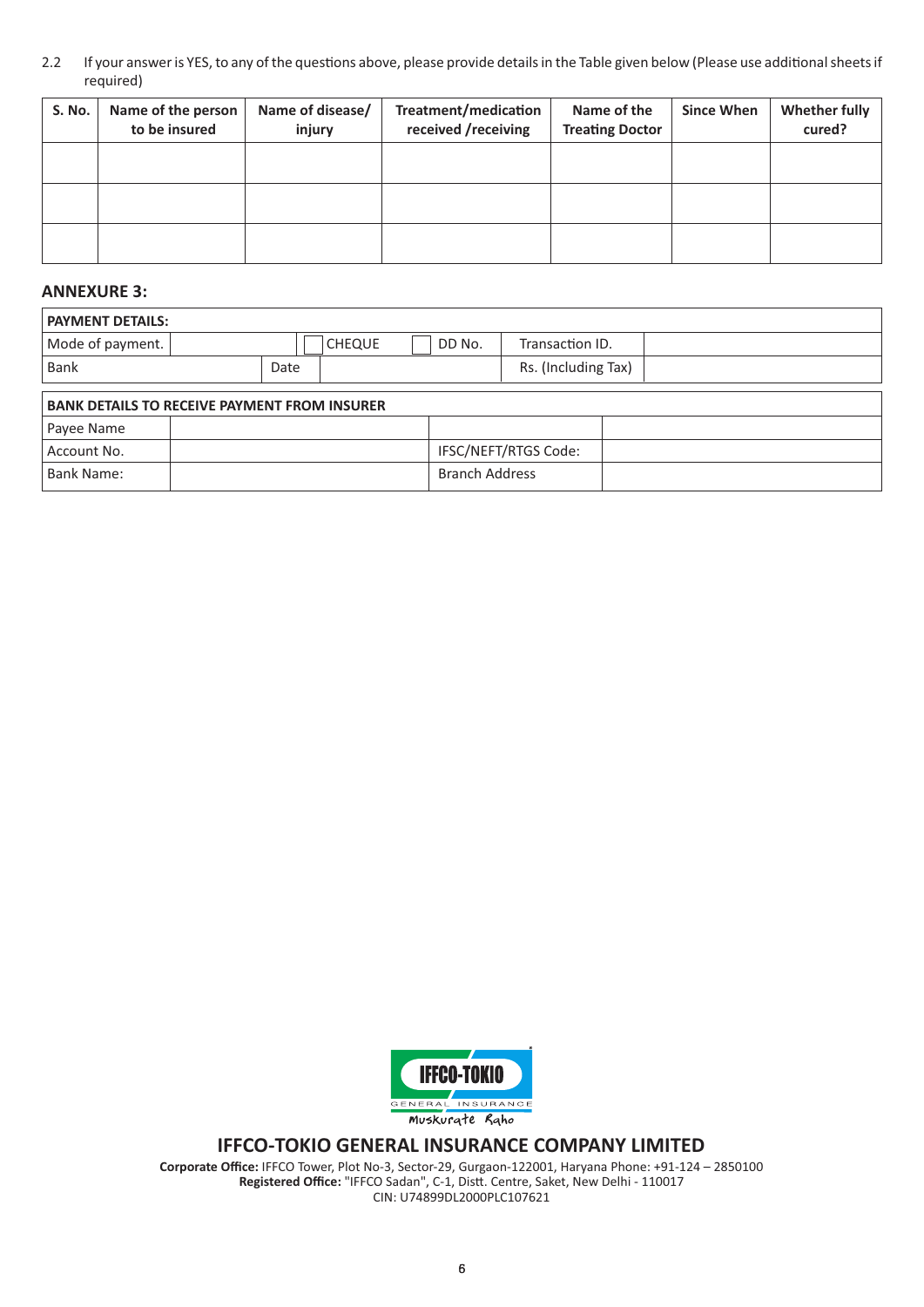2.2 If your answer is YES, to any of the questions above, please provide details in the Table given below (Please use additional sheets if required)

| S. No. | Name of the person to be insured | Name of disease/ injury | Treatment/medication received /receiving | Name of the Treating Doctor | Since When | Whether fully cured? |
|---|---|---|---|---|---|---|
| | | | | | | |
| | | | | | | |
| | | | | | | |

## ANNEXURE 3:

| PAYMENT DETAILS: | | | | | | |
|---|---|---|---|---|---|---|
| Mode of payment. | | ☐ CHEQUE | ☐ DD No. | Transaction ID. | | |
| Bank | Date | | | Rs. (Including Tax) | | |

| BANK DETAILS TO RECEIVE PAYMENT FROM INSURER | | | |
|---|---|---|---|
| Payee Name | | | |
| Account No. | | IFSC/NEFT/RTGS Code: | |
| Bank Name: | | Branch Address | |

IFFCO-TOKIO GENERAL INSURANCE

Muskurate Raho

**IFFCO-TOKIO GENERAL INSURANCE COMPANY LIMITED**

**Corporate Office:** IFFCO Tower, Plot No-3, Sector-29, Gurgaon-122001, Haryana Phone: +91-124 – 2850100
**Registered Office:** "IFFCO Sadan", C-1, Distt. Centre, Saket, New Delhi - 110017
CIN: U74899DL2000PLC107621